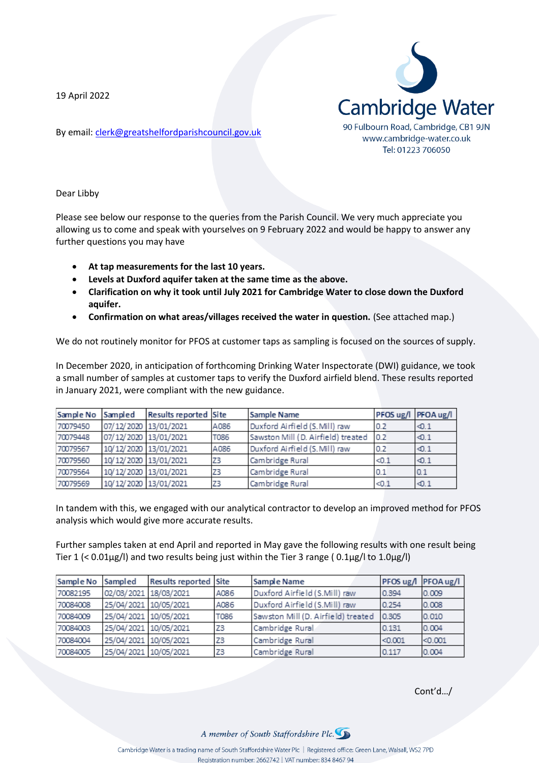19 April 2022

By email: clerk@greatshelfordparishcouncil.gov.uk

**Cambridge Water**
90 Fulbourn Road, Cambridge, CB1 9JN
www.cambridge-water.co.uk
Tel: 01223 706050

Dear Libby

Please see below our response to the queries from the Parish Council. We very much appreciate you allowing us to come and speak with yourselves on 9 February 2022 and would be happy to answer any further questions you may have

- **At tap measurements for the last 10 years.**
- **Levels at Duxford aquifer taken at the same time as the above.**
- **Clarification on why it took until July 2021 for Cambridge Water to close down the Duxford aquifer.**
- **Confirmation on what areas/villages received the water in question.** (See attached map.)

We do not routinely monitor for PFOS at customer taps as sampling is focused on the sources of supply.

In December 2020, in anticipation of forthcoming Drinking Water Inspectorate (DWI) guidance, we took a small number of samples at customer taps to verify the Duxford airfield blend. These results reported in January 2021, were compliant with the new guidance.

| Sample No | Sampled | Results reported | Site | Sample Name | PFOS ug/l | PFOA ug/l |
|---|---|---|---|---|---|---|
| 70079450 | 07/12/2020 | 13/01/2021 | A086 | Duxford Airfield (S.Mill) raw | 0.2 | <0.1 |
| 70079448 | 07/12/2020 | 13/01/2021 | T086 | Sawston Mill (D. Airfield) treated | 0.2 | <0.1 |
| 70079567 | 10/12/2020 | 13/01/2021 | A086 | Duxford Airfield (S.Mill) raw | 0.2 | <0.1 |
| 70079560 | 10/12/2020 | 13/01/2021 | Z3 | Cambridge Rural | <0.1 | <0.1 |
| 70079564 | 10/12/2020 | 13/01/2021 | Z3 | Cambridge Rural | 0.1 | 0.1 |
| 70079569 | 10/12/2020 | 13/01/2021 | Z3 | Cambridge Rural | <0.1 | <0.1 |

In tandem with this, we engaged with our analytical contractor to develop an improved method for PFOS analysis which would give more accurate results.

Further samples taken at end April and reported in May gave the following results with one result being Tier 1 (< 0.01µg/l) and two results being just within the Tier 3 range ( 0.1µg/l to 1.0µg/l)

| Sample No | Sampled | Results reported | Site | Sample Name | PFOS ug/l | PFOA ug/l |
|---|---|---|---|---|---|---|
| 70082195 | 02/03/2021 | 18/03/2021 | A086 | Duxford Airfield (S.Mill) raw | 0.394 | 0.009 |
| 70084008 | 25/04/2021 | 10/05/2021 | A086 | Duxford Airfield (S.Mill) raw | 0.254 | 0.008 |
| 70084009 | 25/04/2021 | 10/05/2021 | T086 | Sawston Mill (D. Airfield) treated | 0.305 | 0.010 |
| 70084003 | 25/04/2021 | 10/05/2021 | Z3 | Cambridge Rural | 0.131 | 0.004 |
| 70084004 | 25/04/2021 | 10/05/2021 | Z3 | Cambridge Rural | <0.001 | <0.001 |
| 70084005 | 25/04/2021 | 10/05/2021 | Z3 | Cambridge Rural | 0.117 | 0.004 |

Cont'd…/

*A member of South Staffordshire Plc.*

Cambridge Water is a trading name of South Staffordshire Water Plc | Registered office: Green Lane, Walsall, WS2 7PD
Registration number: 2662742 | VAT number: 834 8467 94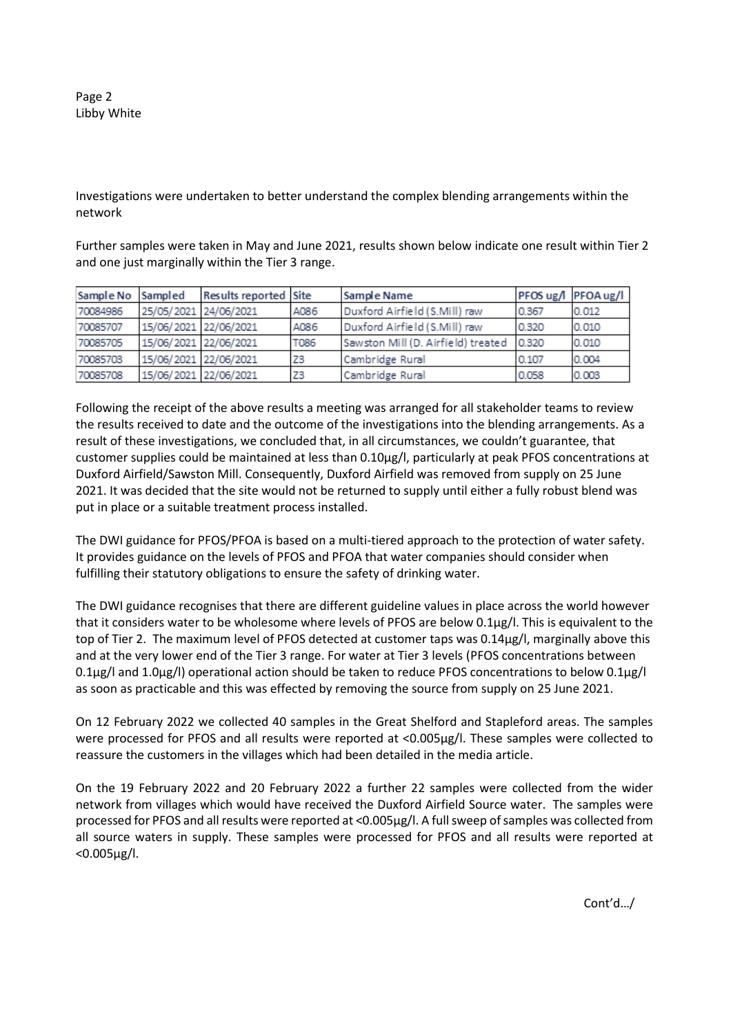Investigations were undertaken to better understand the complex blending arrangements within the network

Further samples were taken in May and June 2021, results shown below indicate one result within Tier 2 and one just marginally within the Tier 3 range.

| Sample No | Sampled | Results reported | Site | Sample Name | PFOS ug/l | PFOA ug/l |
|---|---|---|---|---|---|---|
| 70084986 | 25/05/2021 | 24/06/2021 | A086 | Duxford Airfield (S.Mill) raw | 0.367 | 0.012 |
| 70085707 | 15/06/2021 | 22/06/2021 | A086 | Duxford Airfield (S.Mill) raw | 0.320 | 0.010 |
| 70085705 | 15/06/2021 | 22/06/2021 | T086 | Sawston Mill (D. Airfield) treated | 0.320 | 0.010 |
| 70085703 | 15/06/2021 | 22/06/2021 | Z3 | Cambridge Rural | 0.107 | 0.004 |
| 70085708 | 15/06/2021 | 22/06/2021 | Z3 | Cambridge Rural | 0.058 | 0.003 |

Following the receipt of the above results a meeting was arranged for all stakeholder teams to review the results received to date and the outcome of the investigations into the blending arrangements. As a result of these investigations, we concluded that, in all circumstances, we couldn't guarantee, that customer supplies could be maintained at less than 0.10µg/l, particularly at peak PFOS concentrations at Duxford Airfield/Sawston Mill. Consequently, Duxford Airfield was removed from supply on 25 June 2021. It was decided that the site would not be returned to supply until either a fully robust blend was put in place or a suitable treatment process installed.

The DWI guidance for PFOS/PFOA is based on a multi-tiered approach to the protection of water safety. It provides guidance on the levels of PFOS and PFOA that water companies should consider when fulfilling their statutory obligations to ensure the safety of drinking water.

The DWI guidance recognises that there are different guideline values in place across the world however that it considers water to be wholesome where levels of PFOS are below 0.1µg/l. This is equivalent to the top of Tier 2. The maximum level of PFOS detected at customer taps was 0.14µg/l, marginally above this and at the very lower end of the Tier 3 range. For water at Tier 3 levels (PFOS concentrations between 0.1µg/l and 1.0µg/l) operational action should be taken to reduce PFOS concentrations to below 0.1µg/l as soon as practicable and this was effected by removing the source from supply on 25 June 2021.

On 12 February 2022 we collected 40 samples in the Great Shelford and Stapleford areas. The samples were processed for PFOS and all results were reported at <0.005µg/l. These samples were collected to reassure the customers in the villages which had been detailed in the media article.

On the 19 February 2022 and 20 February 2022 a further 22 samples were collected from the wider network from villages which would have received the Duxford Airfield Source water. The samples were processed for PFOS and all results were reported at <0.005µg/l. A full sweep of samples was collected from all source waters in supply. These samples were processed for PFOS and all results were reported at <0.005µg/l.

Cont'd…/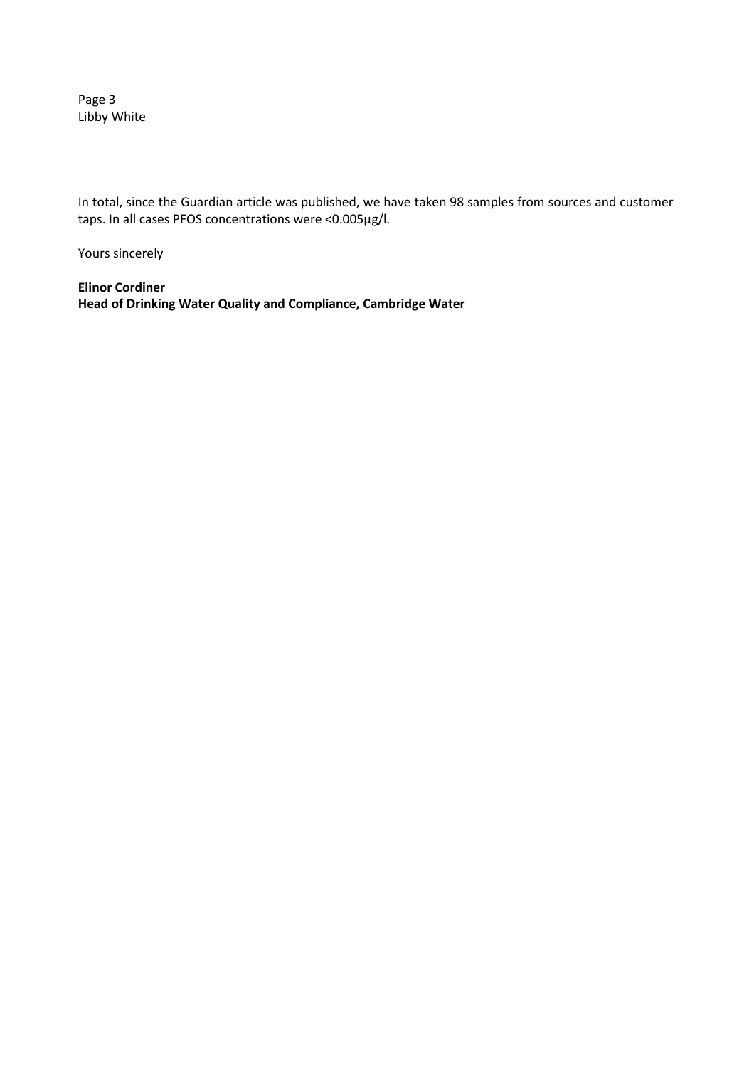In total, since the Guardian article was published, we have taken 98 samples from sources and customer taps. In all cases PFOS concentrations were <0.005µg/l.

Yours sincerely

**Elinor Cordiner**
**Head of Drinking Water Quality and Compliance, Cambridge Water**